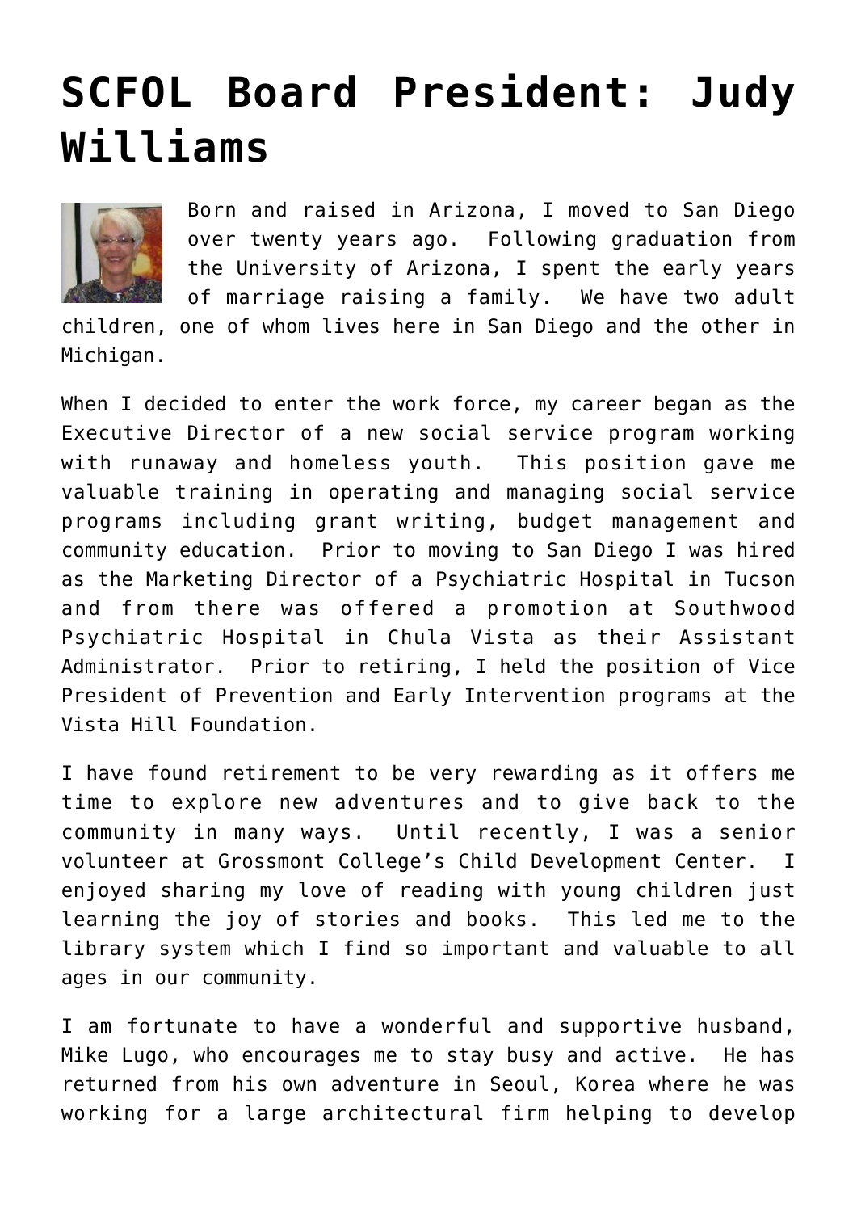# SCFOL Board President: Judy Williams

Born and raised in Arizona, I moved to San Diego over twenty years ago. Following graduation from the University of Arizona, I spent the early years of marriage raising a family. We have two adult children, one of whom lives here in San Diego and the other in Michigan.

When I decided to enter the work force, my career began as the Executive Director of a new social service program working with runaway and homeless youth. This position gave me valuable training in operating and managing social service programs including grant writing, budget management and community education. Prior to moving to San Diego I was hired as the Marketing Director of a Psychiatric Hospital in Tucson and from there was offered a promotion at Southwood Psychiatric Hospital in Chula Vista as their Assistant Administrator. Prior to retiring, I held the position of Vice President of Prevention and Early Intervention programs at the Vista Hill Foundation.

I have found retirement to be very rewarding as it offers me time to explore new adventures and to give back to the community in many ways. Until recently, I was a senior volunteer at Grossmont College's Child Development Center. I enjoyed sharing my love of reading with young children just learning the joy of stories and books. This led me to the library system which I find so important and valuable to all ages in our community.

I am fortunate to have a wonderful and supportive husband, Mike Lugo, who encourages me to stay busy and active. He has returned from his own adventure in Seoul, Korea where he was working for a large architectural firm helping to develop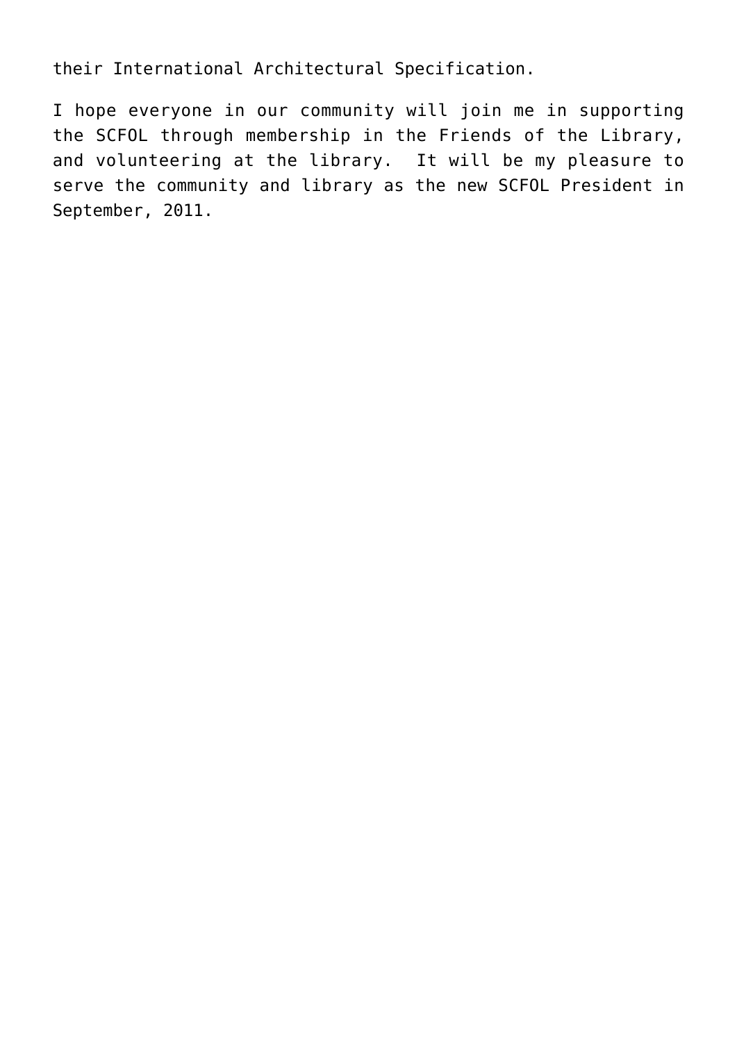their International Architectural Specification.

I hope everyone in our community will join me in supporting the SCFOL through membership in the Friends of the Library, and volunteering at the library.  It will be my pleasure to serve the community and library as the new SCFOL President in September, 2011.